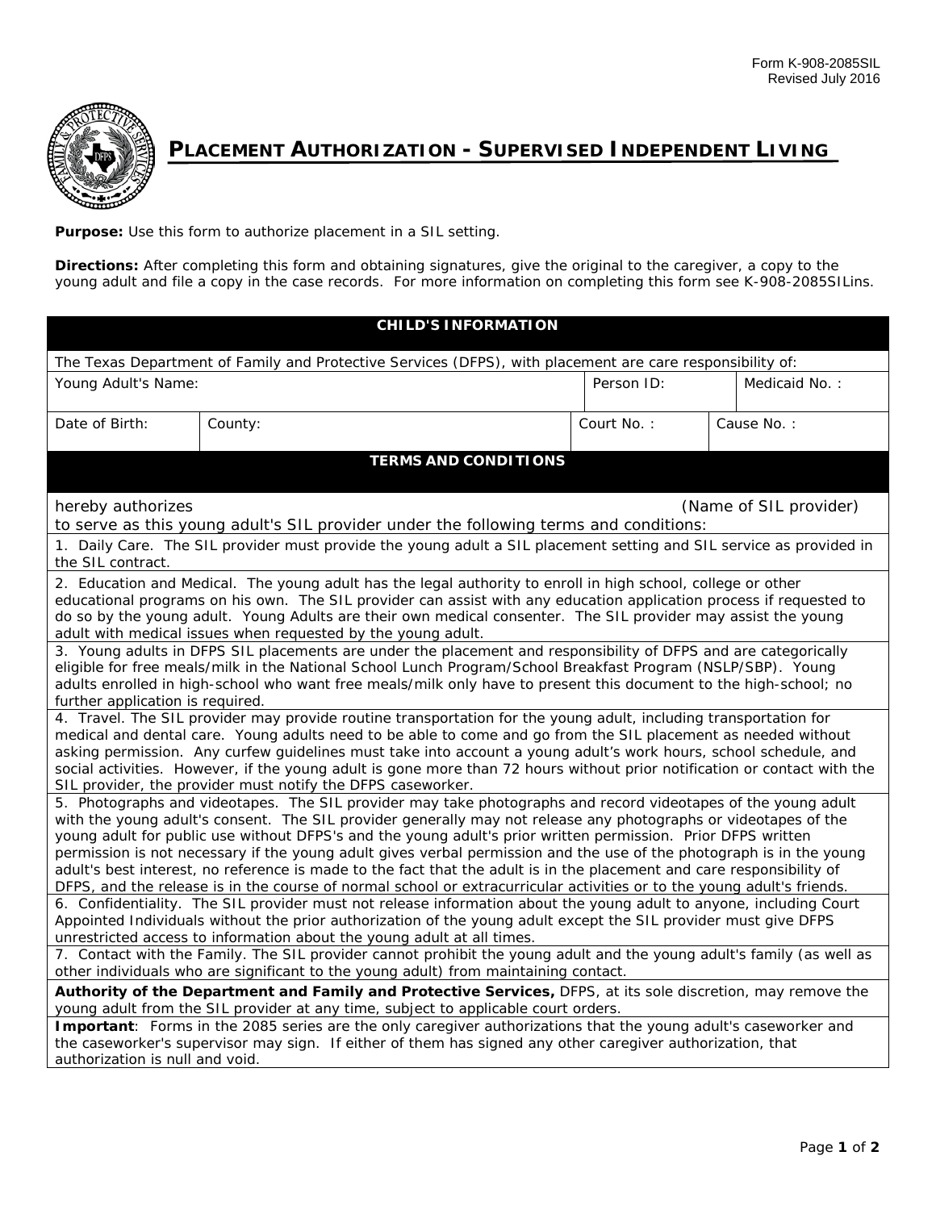Form K-908-2085SIL
Revised July 2016

# PLACEMENT AUTHORIZATION - SUPERVISED INDEPENDENT LIVING

**Purpose:** Use this form to authorize placement in a SIL setting.

**Directions:** After completing this form and obtaining signatures, give the original to the caregiver, a copy to the young adult and file a copy in the case records. For more information on completing this form see K-908-2085SILins.

## CHILD'S INFORMATION

The Texas Department of Family and Protective Services (DFPS), with placement are care responsibility of:

| Young Adult's Name: | | Person ID: | Medicaid No. : |
|---|---|---|---|
| Date of Birth: | County: | Court No. : | Cause No. : |

## TERMS AND CONDITIONS

hereby authorizes (Name of SIL provider)
to serve as this young adult's SIL provider under the following terms and conditions:

1. Daily Care. The SIL provider must provide the young adult a SIL placement setting and SIL service as provided in the SIL contract.
2. Education and Medical. The young adult has the legal authority to enroll in high school, college or other educational programs on his own. The SIL provider can assist with any education application process if requested to do so by the young adult. Young Adults are their own medical consenter. The SIL provider may assist the young adult with medical issues when requested by the young adult.
3. Young adults in DFPS SIL placements are under the placement and responsibility of DFPS and are categorically eligible for free meals/milk in the National School Lunch Program/School Breakfast Program (NSLP/SBP). Young adults enrolled in high-school who want free meals/milk only have to present this document to the high-school; no further application is required.
4. Travel. The SIL provider may provide routine transportation for the young adult, including transportation for medical and dental care. Young adults need to be able to come and go from the SIL placement as needed without asking permission. Any curfew guidelines must take into account a young adult's work hours, school schedule, and social activities. However, if the young adult is gone more than 72 hours without prior notification or contact with the SIL provider, the provider must notify the DFPS caseworker.
5. Photographs and videotapes. The SIL provider may take photographs and record videotapes of the young adult with the young adult's consent. The SIL provider generally may not release any photographs or videotapes of the young adult for public use without DFPS's and the young adult's prior written permission. Prior DFPS written permission is not necessary if the young adult gives verbal permission and the use of the photograph is in the young adult's best interest, no reference is made to the fact that the adult is in the placement and care responsibility of DFPS, and the release is in the course of normal school or extracurricular activities or to the young adult's friends.
6. Confidentiality. The SIL provider must not release information about the young adult to anyone, including Court Appointed Individuals without the prior authorization of the young adult except the SIL provider must give DFPS unrestricted access to information about the young adult at all times.
7. Contact with the Family. The SIL provider cannot prohibit the young adult and the young adult's family (as well as other individuals who are significant to the young adult) from maintaining contact.

**Authority of the Department and Family and Protective Services,** DFPS, at its sole discretion, may remove the young adult from the SIL provider at any time, subject to applicable court orders.

**Important**: Forms in the 2085 series are the only caregiver authorizations that the young adult's caseworker and the caseworker's supervisor may sign. If either of them has signed any other caregiver authorization, that authorization is null and void.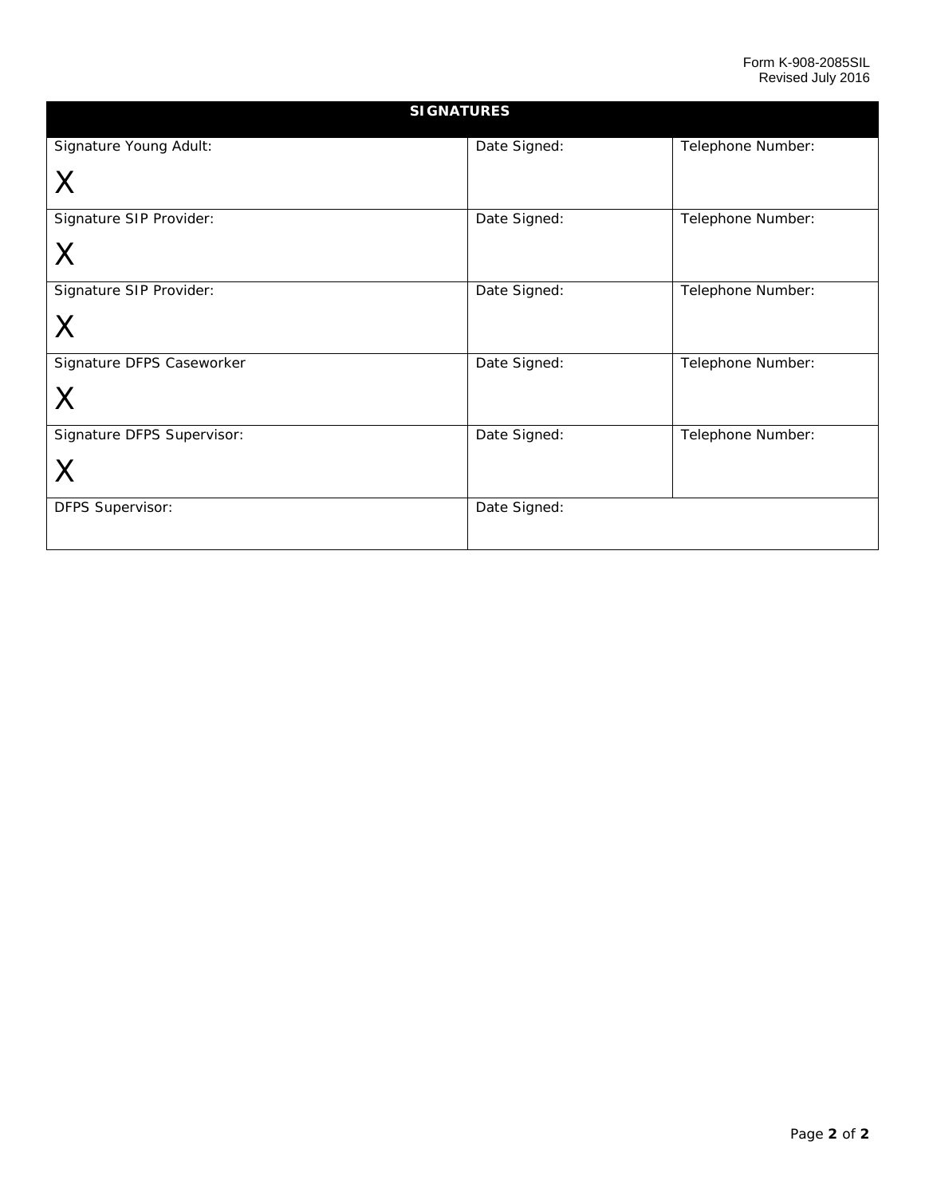Form K-908-2085SIL
Revised July 2016

| SIGNATURES | | |
|---|---|---|
| Signature Young Adult:<br>X | Date Signed: | Telephone Number: |
| Signature SIP Provider:<br>X | Date Signed: | Telephone Number: |
| Signature SIP Provider:<br>X | Date Signed: | Telephone Number: |
| Signature DFPS Caseworker<br>X | Date Signed: | Telephone Number: |
| Signature DFPS Supervisor:<br>X | Date Signed: | Telephone Number: |
| DFPS Supervisor: | Date Signed: | |